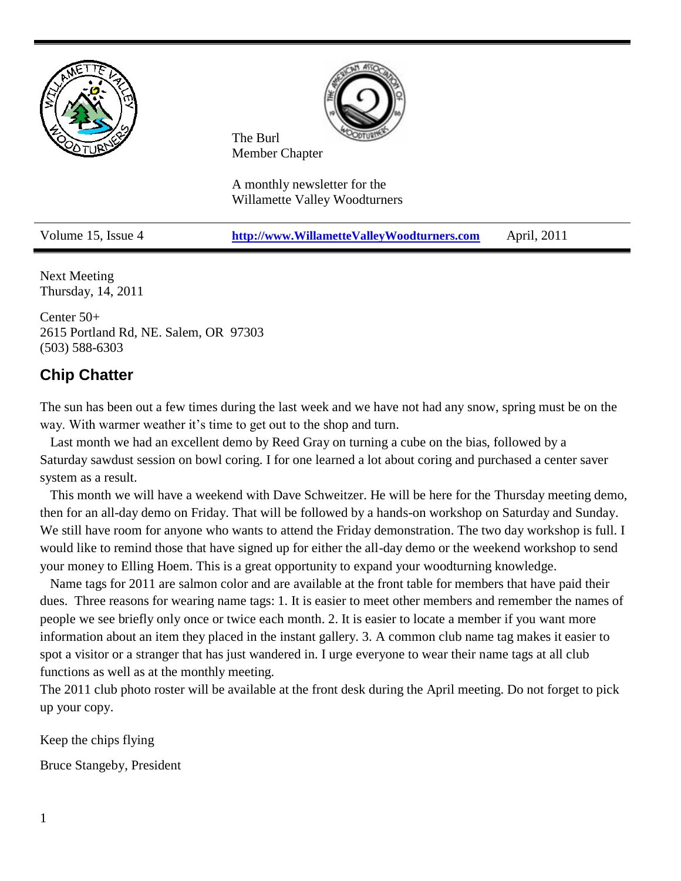The Burl
Member Chapter

A monthly newsletter for the
Willamette Valley Woodturners

| Volume 15, Issue 4 | [http://www.WillametteValleyWoodturners.com](http://www.WillametteValleyWoodturners.com) | April, 2011 |
|---|---|---|

Next Meeting
Thursday, 14, 2011

Center 50+
2615 Portland Rd, NE. Salem, OR 97303
(503) 588-6303

## Chip Chatter

The sun has been out a few times during the last week and we have not had any snow, spring must be on the way. With warmer weather it's time to get out to the shop and turn.

Last month we had an excellent demo by Reed Gray on turning a cube on the bias, followed by a Saturday sawdust session on bowl coring. I for one learned a lot about coring and purchased a center saver system as a result.

This month we will have a weekend with Dave Schweitzer. He will be here for the Thursday meeting demo, then for an all-day demo on Friday. That will be followed by a hands-on workshop on Saturday and Sunday. We still have room for anyone who wants to attend the Friday demonstration. The two day workshop is full. I would like to remind those that have signed up for either the all-day demo or the weekend workshop to send your money to Elling Hoem. This is a great opportunity to expand your woodturning knowledge.

Name tags for 2011 are salmon color and are available at the front table for members that have paid their dues. Three reasons for wearing name tags: 1. It is easier to meet other members and remember the names of people we see briefly only once or twice each month. 2. It is easier to locate a member if you want more information about an item they placed in the instant gallery. 3. A common club name tag makes it easier to spot a visitor or a stranger that has just wandered in. I urge everyone to wear their name tags at all club functions as well as at the monthly meeting.
The 2011 club photo roster will be available at the front desk during the April meeting. Do not forget to pick up your copy.

Keep the chips flying

Bruce Stangeby, President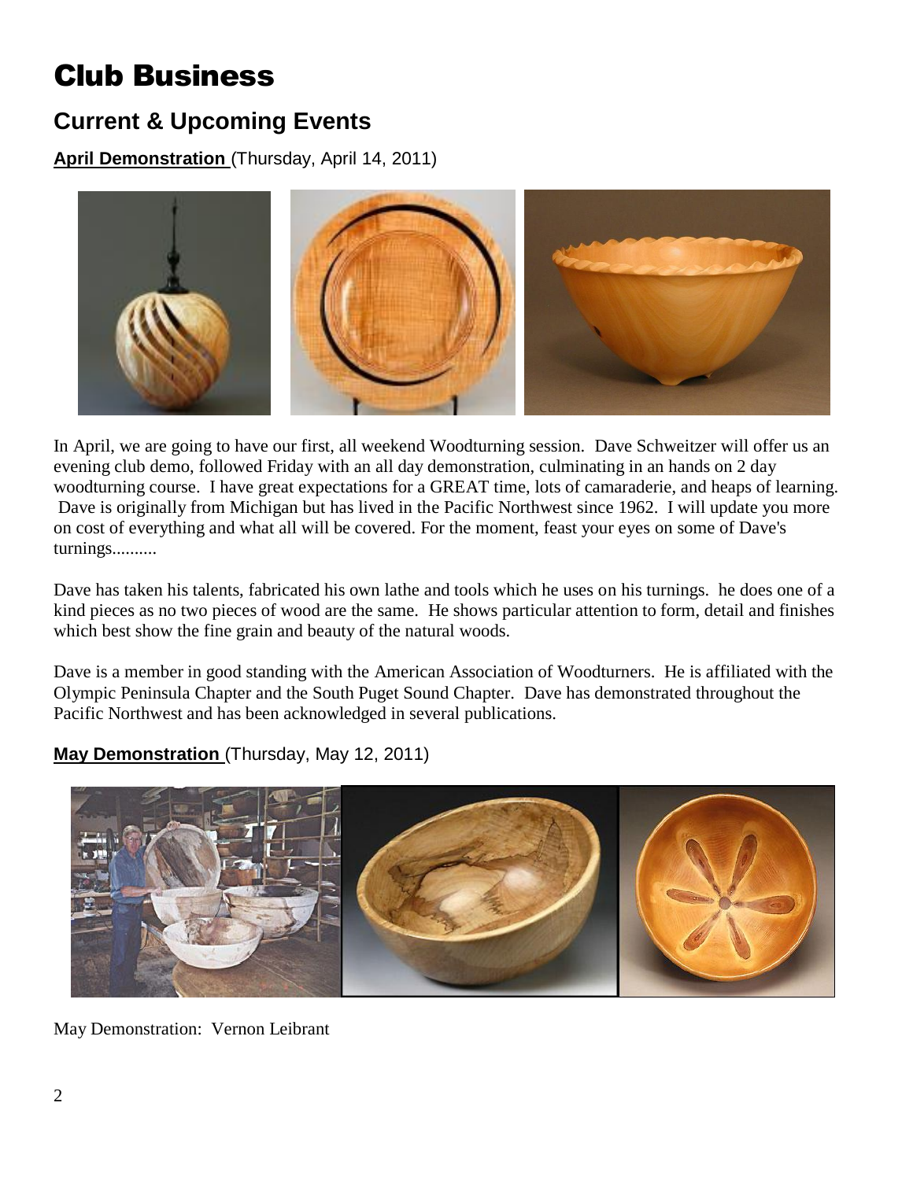# Club Business

## Current & Upcoming Events

**April Demonstration** (Thursday, April 14, 2011)

In April, we are going to have our first, all weekend Woodturning session. Dave Schweitzer will offer us an evening club demo, followed Friday with an all day demonstration, culminating in an hands on 2 day woodturning course. I have great expectations for a GREAT time, lots of camaraderie, and heaps of learning. Dave is originally from Michigan but has lived in the Pacific Northwest since 1962. I will update you more on cost of everything and what all will be covered. For the moment, feast your eyes on some of Dave's turnings..........

Dave has taken his talents, fabricated his own lathe and tools which he uses on his turnings. he does one of a kind pieces as no two pieces of wood are the same. He shows particular attention to form, detail and finishes which best show the fine grain and beauty of the natural woods.

Dave is a member in good standing with the American Association of Woodturners. He is affiliated with the Olympic Peninsula Chapter and the South Puget Sound Chapter. Dave has demonstrated throughout the Pacific Northwest and has been acknowledged in several publications.

**May Demonstration** (Thursday, May 12, 2011)

May Demonstration: Vernon Leibrant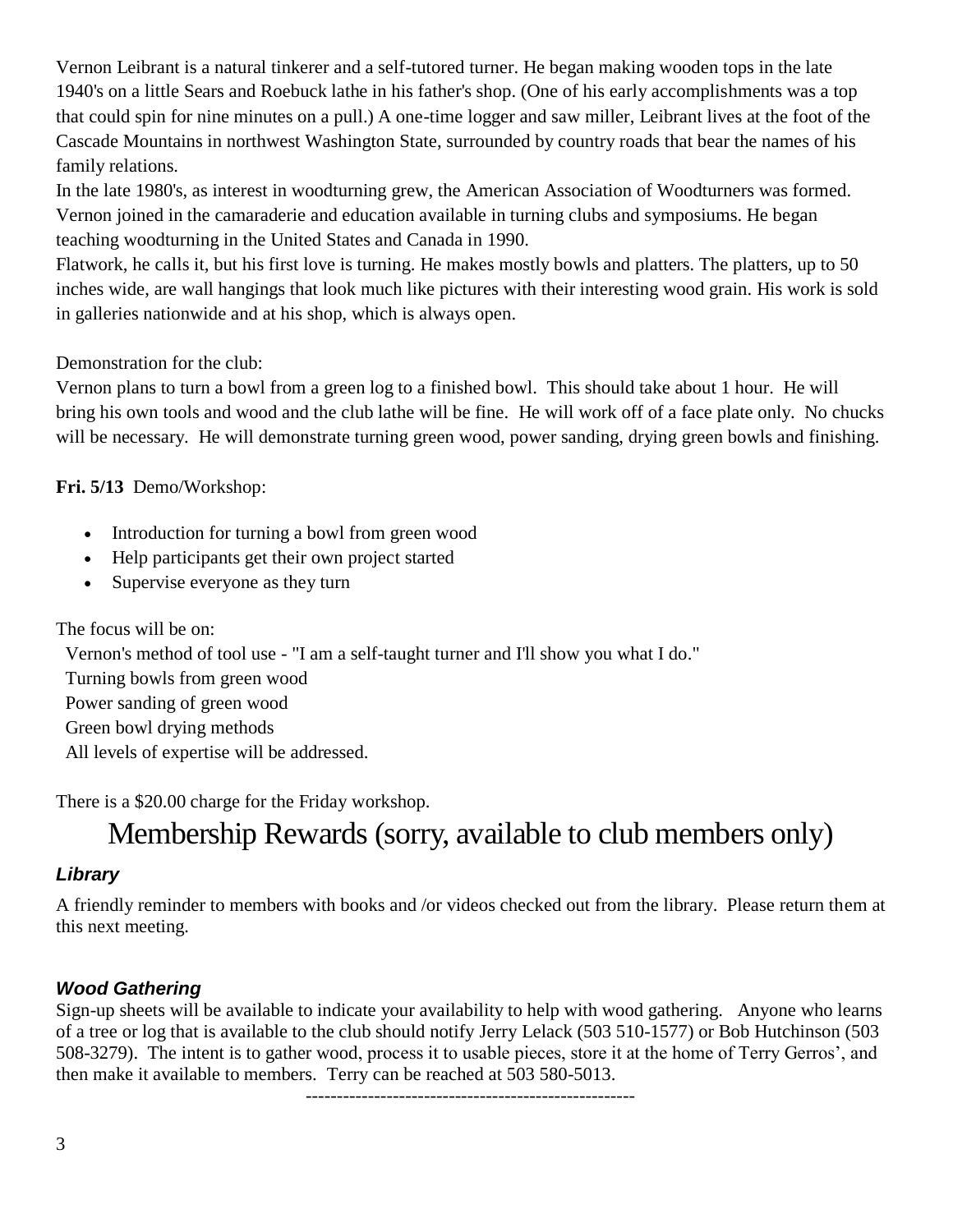Vernon Leibrant is a natural tinkerer and a self-tutored turner. He began making wooden tops in the late 1940's on a little Sears and Roebuck lathe in his father's shop. (One of his early accomplishments was a top that could spin for nine minutes on a pull.) A one-time logger and saw miller, Leibrant lives at the foot of the Cascade Mountains in northwest Washington State, surrounded by country roads that bear the names of his family relations.

In the late 1980's, as interest in woodturning grew, the American Association of Woodturners was formed. Vernon joined in the camaraderie and education available in turning clubs and symposiums. He began teaching woodturning in the United States and Canada in 1990.

Flatwork, he calls it, but his first love is turning. He makes mostly bowls and platters. The platters, up to 50 inches wide, are wall hangings that look much like pictures with their interesting wood grain. His work is sold in galleries nationwide and at his shop, which is always open.

Demonstration for the club:

Vernon plans to turn a bowl from a green log to a finished bowl. This should take about 1 hour. He will bring his own tools and wood and the club lathe will be fine. He will work off of a face plate only. No chucks will be necessary. He will demonstrate turning green wood, power sanding, drying green bowls and finishing.

**Fri. 5/13** Demo/Workshop:

- Introduction for turning a bowl from green wood
- Help participants get their own project started
- Supervise everyone as they turn

The focus will be on:

Vernon's method of tool use - "I am a self-taught turner and I'll show you what I do."

Turning bowls from green wood

Power sanding of green wood

Green bowl drying methods

All levels of expertise will be addressed.

There is a $20.00 charge for the Friday workshop.

# Membership Rewards (sorry, available to club members only)

### *Library*

A friendly reminder to members with books and /or videos checked out from the library. Please return them at this next meeting.

### *Wood Gathering*

Sign-up sheets will be available to indicate your availability to help with wood gathering. Anyone who learns of a tree or log that is available to the club should notify Jerry Lelack (503 510-1577) or Bob Hutchinson (503 508-3279). The intent is to gather wood, process it to usable pieces, store it at the home of Terry Gerros', and then make it available to members. Terry can be reached at 503 580-5013.

-----------------------------------------------------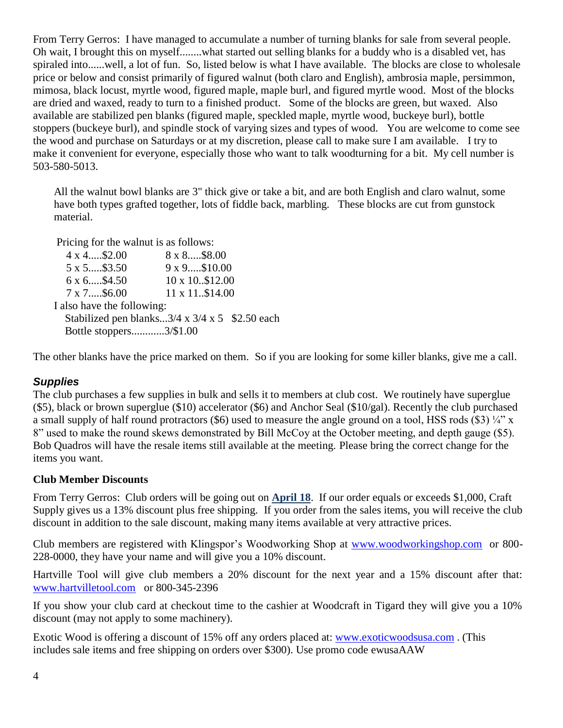From Terry Gerros: I have managed to accumulate a number of turning blanks for sale from several people. Oh wait, I brought this on myself........what started out selling blanks for a buddy who is a disabled vet, has spiraled into......well, a lot of fun. So, listed below is what I have available. The blocks are close to wholesale price or below and consist primarily of figured walnut (both claro and English), ambrosia maple, persimmon, mimosa, black locust, myrtle wood, figured maple, maple burl, and figured myrtle wood. Most of the blocks are dried and waxed, ready to turn to a finished product. Some of the blocks are green, but waxed. Also available are stabilized pen blanks (figured maple, speckled maple, myrtle wood, buckeye burl), bottle stoppers (buckeye burl), and spindle stock of varying sizes and types of wood. You are welcome to come see the wood and purchase on Saturdays or at my discretion, please call to make sure I am available. I try to make it convenient for everyone, especially those who want to talk woodturning for a bit. My cell number is 503-580-5013.

All the walnut bowl blanks are 3" thick give or take a bit, and are both English and claro walnut, some have both types grafted together, lots of fiddle back, marbling. These blocks are cut from gunstock material.

Pricing for the walnut is as follows:

| | |
|---|---|
| 4 x 4.....$2.00 | 8 x 8.....$8.00 |
| 5 x 5.....$3.50 | 9 x 9.....$10.00 |
| 6 x 6.....$4.50 | 10 x 10..$12.00 |
| 7 x 7.....$6.00 | 11 x 11..$14.00 |

I also have the following:

Stabilized pen blanks...3/4 x 3/4 x 5 $2.50 each
Bottle stoppers............3/$1.00

The other blanks have the price marked on them. So if you are looking for some killer blanks, give me a call.

### *Supplies*

The club purchases a few supplies in bulk and sells it to members at club cost. We routinely have superglue ($5), black or brown superglue ($10) accelerator ($6) and Anchor Seal ($10/gal). Recently the club purchased a small supply of half round protractors ($6) used to measure the angle ground on a tool, HSS rods ($3) ¼" x 8" used to make the round skews demonstrated by Bill McCoy at the October meeting, and depth gauge ($5). Bob Quadros will have the resale items still available at the meeting. Please bring the correct change for the items you want.

### Club Member Discounts

From Terry Gerros: Club orders will be going out on **April 18**. If our order equals or exceeds $1,000, Craft Supply gives us a 13% discount plus free shipping. If you order from the sales items, you will receive the club discount in addition to the sale discount, making many items available at very attractive prices.

Club members are registered with Klingspor's Woodworking Shop at www.woodworkingshop.com or 800-228-0000, they have your name and will give you a 10% discount.

Hartville Tool will give club members a 20% discount for the next year and a 15% discount after that: www.hartvilletool.com or 800-345-2396

If you show your club card at checkout time to the cashier at Woodcraft in Tigard they will give you a 10% discount (may not apply to some machinery).

Exotic Wood is offering a discount of 15% off any orders placed at: www.exoticwoodsusa.com . (This includes sale items and free shipping on orders over $300). Use promo code ewusaAAW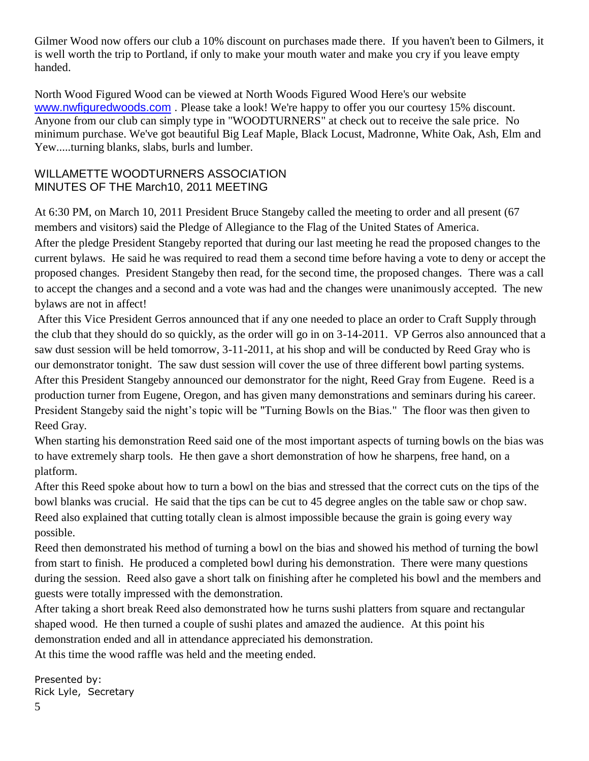Gilmer Wood now offers our club a 10% discount on purchases made there. If you haven't been to Gilmers, it is well worth the trip to Portland, if only to make your mouth water and make you cry if you leave empty handed.

North Wood Figured Wood can be viewed at North Woods Figured Wood Here's our website www.nwfiguredwoods.com . Please take a look! We're happy to offer you our courtesy 15% discount. Anyone from our club can simply type in "WOODTURNERS" at check out to receive the sale price. No minimum purchase. We've got beautiful Big Leaf Maple, Black Locust, Madronne, White Oak, Ash, Elm and Yew.....turning blanks, slabs, burls and lumber.

## WILLAMETTE WOODTURNERS ASSOCIATION
## MINUTES OF THE March10, 2011 MEETING

At 6:30 PM, on March 10, 2011 President Bruce Stangeby called the meeting to order and all present (67 members and visitors) said the Pledge of Allegiance to the Flag of the United States of America.
After the pledge President Stangeby reported that during our last meeting he read the proposed changes to the current bylaws. He said he was required to read them a second time before having a vote to deny or accept the proposed changes. President Stangeby then read, for the second time, the proposed changes. There was a call to accept the changes and a second and a vote was had and the changes were unanimously accepted. The new bylaws are not in affect!
After this Vice President Gerros announced that if any one needed to place an order to Craft Supply through the club that they should do so quickly, as the order will go in on 3-14-2011. VP Gerros also announced that a saw dust session will be held tomorrow, 3-11-2011, at his shop and will be conducted by Reed Gray who is our demonstrator tonight. The saw dust session will cover the use of three different bowl parting systems.
After this President Stangeby announced our demonstrator for the night, Reed Gray from Eugene. Reed is a production turner from Eugene, Oregon, and has given many demonstrations and seminars during his career. President Stangeby said the night's topic will be "Turning Bowls on the Bias." The floor was then given to Reed Gray.
When starting his demonstration Reed said one of the most important aspects of turning bowls on the bias was to have extremely sharp tools. He then gave a short demonstration of how he sharpens, free hand, on a platform.
After this Reed spoke about how to turn a bowl on the bias and stressed that the correct cuts on the tips of the bowl blanks was crucial. He said that the tips can be cut to 45 degree angles on the table saw or chop saw. Reed also explained that cutting totally clean is almost impossible because the grain is going every way possible.
Reed then demonstrated his method of turning a bowl on the bias and showed his method of turning the bowl from start to finish. He produced a completed bowl during his demonstration. There were many questions during the session. Reed also gave a short talk on finishing after he completed his bowl and the members and guests were totally impressed with the demonstration.
After taking a short break Reed also demonstrated how he turns sushi platters from square and rectangular shaped wood. He then turned a couple of sushi plates and amazed the audience. At this point his demonstration ended and all in attendance appreciated his demonstration.
At this time the wood raffle was held and the meeting ended.

Presented by:
Rick Lyle, Secretary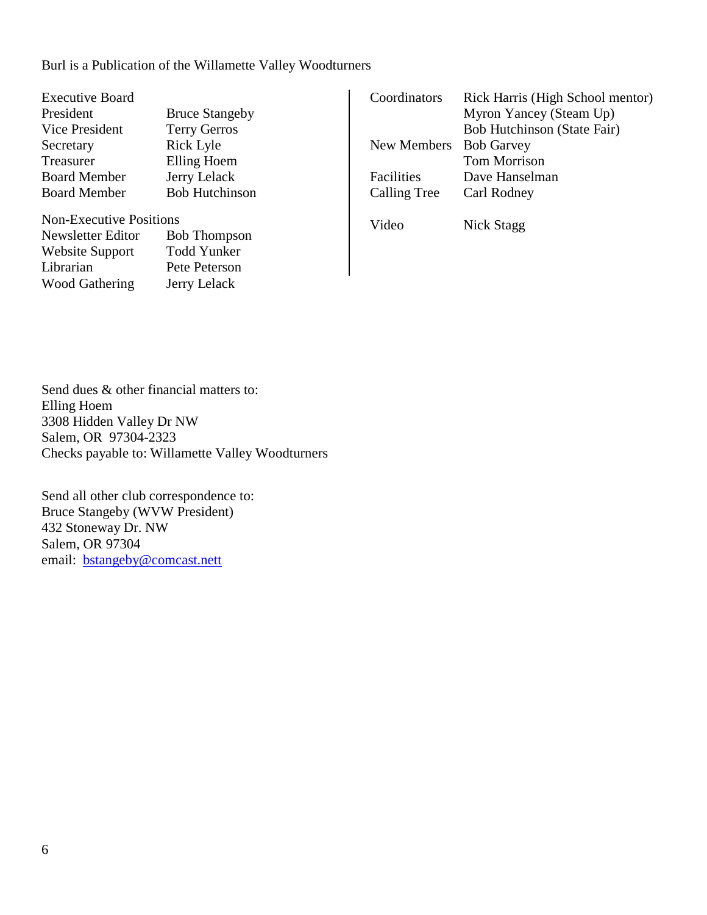Burl is a Publication of the Willamette Valley Woodturners

Executive Board

| | |
|---|---|
| President | Bruce Stangeby |
| Vice President | Terry Gerros |
| Secretary | Rick Lyle |
| Treasurer | Elling Hoem |
| Board Member | Jerry Lelack |
| Board Member | Bob Hutchinson |

Non-Executive Positions

| | |
|---|---|
| Newsletter Editor | Bob Thompson |
| Website Support | Todd Yunker |
| Librarian | Pete Peterson |
| Wood Gathering | Jerry Lelack |

| | |
|---|---|
| Coordinators | Rick Harris (High School mentor) |
| | Myron Yancey (Steam Up) |
| | Bob Hutchinson (State Fair) |
| New Members | Bob Garvey |
| | Tom Morrison |
| Facilities | Dave Hanselman |
| Calling Tree | Carl Rodney |
| Video | Nick Stagg |

Send dues & other financial matters to:
Elling Hoem
3308 Hidden Valley Dr NW
Salem, OR 97304-2323
Checks payable to: Willamette Valley Woodturners

Send all other club correspondence to:
Bruce Stangeby (WVW President)
432 Stoneway Dr. NW
Salem, OR 97304
email: bstangeby@comcast.nett